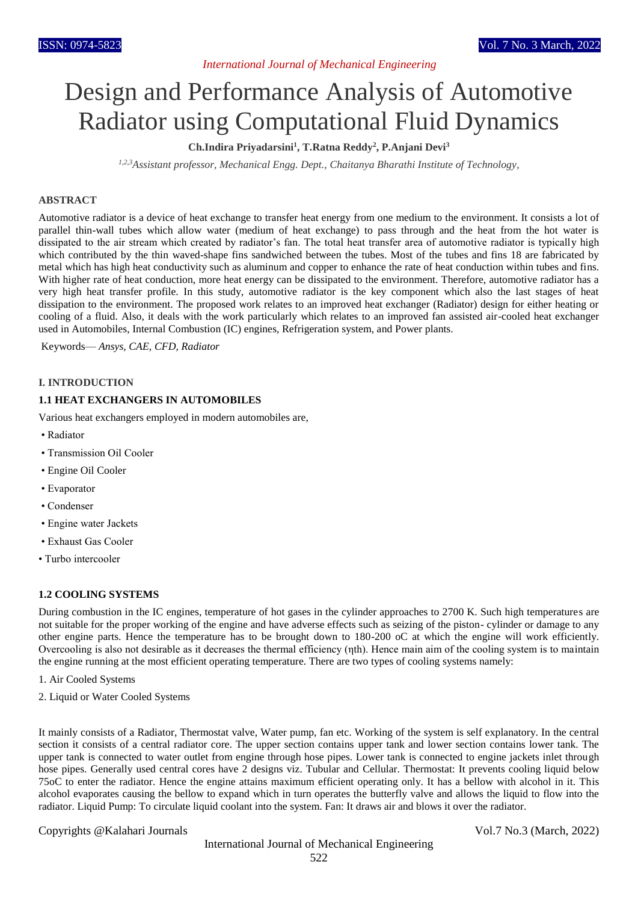# Design and Performance Analysis of Automotive Radiator using Computational Fluid Dynamics

**Ch.Indira Priyadarsini[1], T.Ratna Reddy[2], P.Anjani Devi[3]**

*[1,2,3]Assistant professor, Mechanical Engg. Dept., Chaitanya Bharathi Institute of Technology,*

## ABSTRACT

Automotive radiator is a device of heat exchange to transfer heat energy from one medium to the environment. It consists a lot of parallel thin-wall tubes which allow water (medium of heat exchange) to pass through and the heat from the hot water is dissipated to the air stream which created by radiator's fan. The total heat transfer area of automotive radiator is typically high which contributed by the thin waved-shape fins sandwiched between the tubes. Most of the tubes and fins 18 are fabricated by metal which has high heat conductivity such as aluminum and copper to enhance the rate of heat conduction within tubes and fins. With higher rate of heat conduction, more heat energy can be dissipated to the environment. Therefore, automotive radiator has a very high heat transfer profile. In this study, automotive radiator is the key component which also the last stages of heat dissipation to the environment. The proposed work relates to an improved heat exchanger (Radiator) design for either heating or cooling of a fluid. Also, it deals with the work particularly which relates to an improved fan assisted air-cooled heat exchanger used in Automobiles, Internal Combustion (IC) engines, Refrigeration system, and Power plants.

Keywords— *Ansys, CAE, CFD, Radiator*

## I. INTRODUCTION

### 1.1 HEAT EXCHANGERS IN AUTOMOBILES

Various heat exchangers employed in modern automobiles are,

- Radiator
- Transmission Oil Cooler
- Engine Oil Cooler
- Evaporator
- Condenser
- Engine water Jackets
- Exhaust Gas Cooler
- Turbo intercooler

### 1.2 COOLING SYSTEMS

During combustion in the IC engines, temperature of hot gases in the cylinder approaches to 2700 K. Such high temperatures are not suitable for the proper working of the engine and have adverse effects such as seizing of the piston- cylinder or damage to any other engine parts. Hence the temperature has to be brought down to 180-200 oC at which the engine will work efficiently. Overcooling is also not desirable as it decreases the thermal efficiency ($\eta_{th}$). Hence main aim of the cooling system is to maintain the engine running at the most efficient operating temperature. There are two types of cooling systems namely:

1. Air Cooled Systems
2. Liquid or Water Cooled Systems

It mainly consists of a Radiator, Thermostat valve, Water pump, fan etc. Working of the system is self explanatory. In the central section it consists of a central radiator core. The upper section contains upper tank and lower section contains lower tank. The upper tank is connected to water outlet from engine through hose pipes. Lower tank is connected to engine jackets inlet through hose pipes. Generally used central cores have 2 designs viz. Tubular and Cellular. Thermostat: It prevents cooling liquid below 75oC to enter the radiator. Hence the engine attains maximum efficient operating only. It has a bellow with alcohol in it. This alcohol evaporates causing the bellow to expand which in turn operates the butterfly valve and allows the liquid to flow into the radiator. Liquid Pump: To circulate liquid coolant into the system. Fan: It draws air and blows it over the radiator.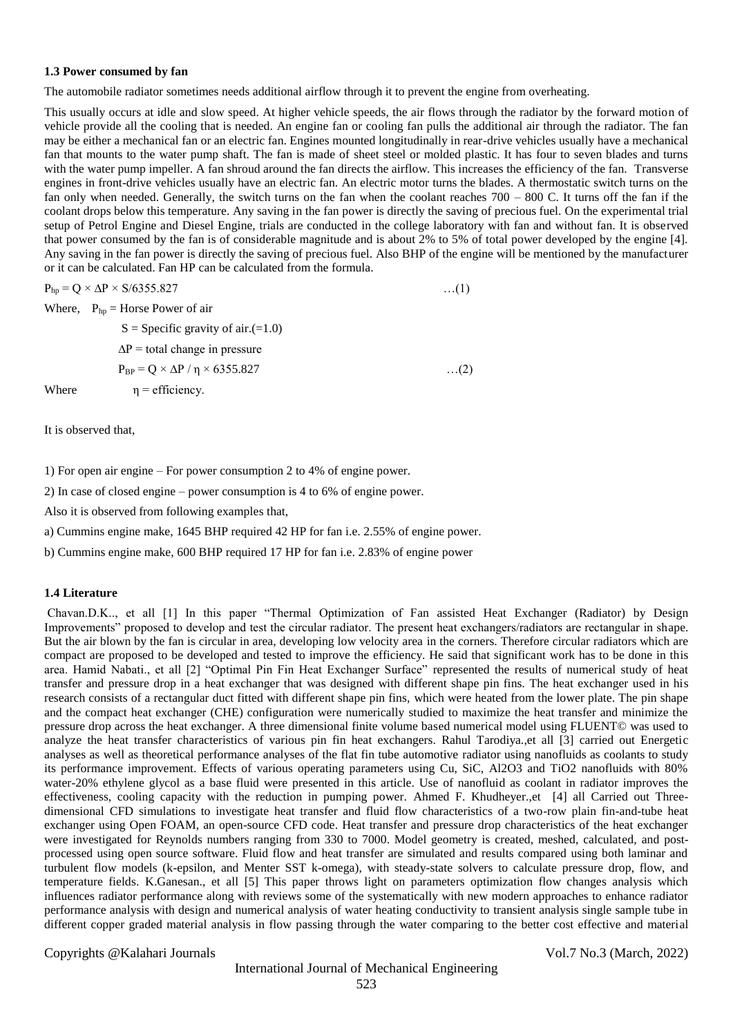### 1.3 Power consumed by fan

The automobile radiator sometimes needs additional airflow through it to prevent the engine from overheating.

This usually occurs at idle and slow speed. At higher vehicle speeds, the air flows through the radiator by the forward motion of vehicle provide all the cooling that is needed. An engine fan or cooling fan pulls the additional air through the radiator. The fan may be either a mechanical fan or an electric fan. Engines mounted longitudinally in rear-drive vehicles usually have a mechanical fan that mounts to the water pump shaft. The fan is made of sheet steel or molded plastic. It has four to seven blades and turns with the water pump impeller. A fan shroud around the fan directs the airflow. This increases the efficiency of the fan. Transverse engines in front-drive vehicles usually have an electric fan. An electric motor turns the blades. A thermostatic switch turns on the fan only when needed. Generally, the switch turns on the fan when the coolant reaches 700 – 800 C. It turns off the fan if the coolant drops below this temperature. Any saving in the fan power is directly the saving of precious fuel. On the experimental trial setup of Petrol Engine and Diesel Engine, trials are conducted in the college laboratory with fan and without fan. It is observed that power consumed by the fan is of considerable magnitude and is about 2% to 5% of total power developed by the engine [4]. Any saving in the fan power is directly the saving of precious fuel. Also BHP of the engine will be mentioned by the manufacturer or it can be calculated. Fan HP can be calculated from the formula.

$$P_{hp} = Q \times \Delta P \times S/6355.827 \quad \ldots(1)$$

Where, $P_{hp}$ = Horse Power of air

$S$ = Specific gravity of air.(=1.0)

$\Delta P$ = total change in pressure

$$P_{BP} = Q \times \Delta P / \eta \times 6355.827 \quad \ldots(2)$$

Where $\eta$ = efficiency.

It is observed that,

1) For open air engine – For power consumption 2 to 4% of engine power.

2) In case of closed engine – power consumption is 4 to 6% of engine power.

Also it is observed from following examples that,

a) Cummins engine make, 1645 BHP required 42 HP for fan i.e. 2.55% of engine power.

b) Cummins engine make, 600 BHP required 17 HP for fan i.e. 2.83% of engine power

### 1.4 Literature

Chavan.D.K.., et all [1] In this paper "Thermal Optimization of Fan assisted Heat Exchanger (Radiator) by Design Improvements" proposed to develop and test the circular radiator. The present heat exchangers/radiators are rectangular in shape. But the air blown by the fan is circular in area, developing low velocity area in the corners. Therefore circular radiators which are compact are proposed to be developed and tested to improve the efficiency. He said that significant work has to be done in this area. Hamid Nabati., et all [2] "Optimal Pin Fin Heat Exchanger Surface" represented the results of numerical study of heat transfer and pressure drop in a heat exchanger that was designed with different shape pin fins. The heat exchanger used in his research consists of a rectangular duct fitted with different shape pin fins, which were heated from the lower plate. The pin shape and the compact heat exchanger (CHE) configuration were numerically studied to maximize the heat transfer and minimize the pressure drop across the heat exchanger. A three dimensional finite volume based numerical model using FLUENT© was used to analyze the heat transfer characteristics of various pin fin heat exchangers. Rahul Tarodiya.,et all [3] carried out Energetic analyses as well as theoretical performance analyses of the flat fin tube automotive radiator using nanofluids as coolants to study its performance improvement. Effects of various operating parameters using Cu, SiC, $Al_2O_3$ and $TiO_2$ nanofluids with 80% water-20% ethylene glycol as a base fluid were presented in this article. Use of nanofluid as coolant in radiator improves the effectiveness, cooling capacity with the reduction in pumping power. Ahmed F. Khudheyer.,et [4] all Carried out Three-dimensional CFD simulations to investigate heat transfer and fluid flow characteristics of a two-row plain fin-and-tube heat exchanger using Open FOAM, an open-source CFD code. Heat transfer and pressure drop characteristics of the heat exchanger were investigated for Reynolds numbers ranging from 330 to 7000. Model geometry is created, meshed, calculated, and post-processed using open source software. Fluid flow and heat transfer are simulated and results compared using both laminar and turbulent flow models (k-epsilon, and Menter SST k-omega), with steady-state solvers to calculate pressure drop, flow, and temperature fields. K.Ganesan., et all [5] This paper throws light on parameters optimization flow changes analysis which influences radiator performance along with reviews some of the systematically with new modern approaches to enhance radiator performance analysis with design and numerical analysis of water heating conductivity to transient analysis single sample tube in different copper graded material analysis in flow passing through the water comparing to the better cost effective and material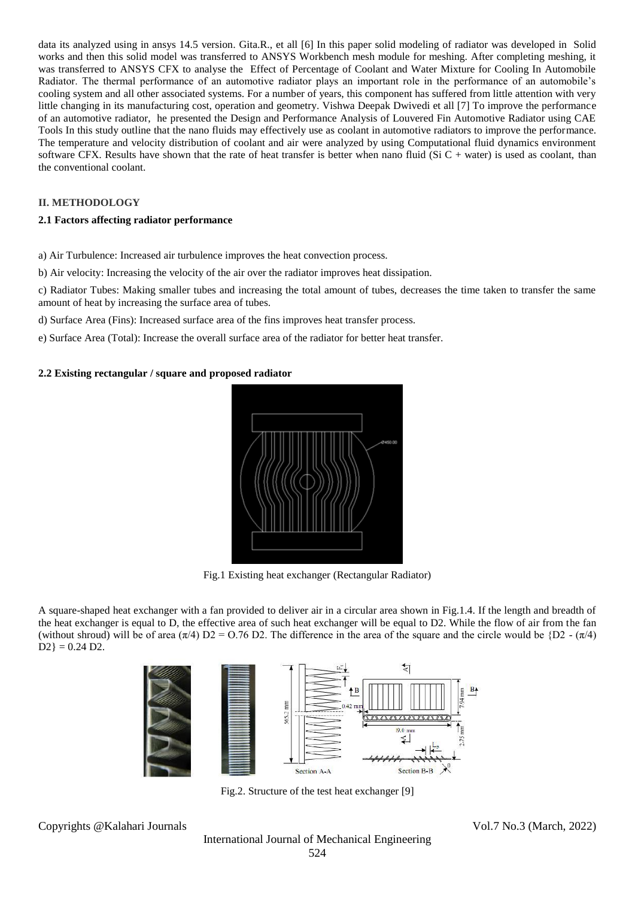data its analyzed using in ansys 14.5 version. Gita.R., et all [6] In this paper solid modeling of radiator was developed in Solid works and then this solid model was transferred to ANSYS Workbench mesh module for meshing. After completing meshing, it was transferred to ANSYS CFX to analyse the Effect of Percentage of Coolant and Water Mixture for Cooling In Automobile Radiator. The thermal performance of an automotive radiator plays an important role in the performance of an automobile's cooling system and all other associated systems. For a number of years, this component has suffered from little attention with very little changing in its manufacturing cost, operation and geometry. Vishwa Deepak Dwivedi et all [7] To improve the performance of an automotive radiator, he presented the Design and Performance Analysis of Louvered Fin Automotive Radiator using CAE Tools In this study outline that the nano fluids may effectively use as coolant in automotive radiators to improve the performance. The temperature and velocity distribution of coolant and air were analyzed by using Computational fluid dynamics environment software CFX. Results have shown that the rate of heat transfer is better when nano fluid (Si C + water) is used as coolant, than the conventional coolant.

## II. METHODOLOGY

### 2.1 Factors affecting radiator performance

a) Air Turbulence: Increased air turbulence improves the heat convection process.

b) Air velocity: Increasing the velocity of the air over the radiator improves heat dissipation.

c) Radiator Tubes: Making smaller tubes and increasing the total amount of tubes, decreases the time taken to transfer the same amount of heat by increasing the surface area of tubes.

d) Surface Area (Fins): Increased surface area of the fins improves heat transfer process.

e) Surface Area (Total): Increase the overall surface area of the radiator for better heat transfer.

### 2.2 Existing rectangular / square and proposed radiator

Fig.1 Existing heat exchanger (Rectangular Radiator)

A square-shaped heat exchanger with a fan provided to deliver air in a circular area shown in Fig.1.4. If the length and breadth of the heat exchanger is equal to D, the effective area of such heat exchanger will be equal to $D^2$. While the flow of air from the fan (without shroud) will be of area $(\pi/4) D^2 = 0.76 D^2$. The difference in the area of the square and the circle would be $\{D^2 - (\pi/4) D^2\} = 0.24 D^2$.

Fig.2. Structure of the test heat exchanger [9]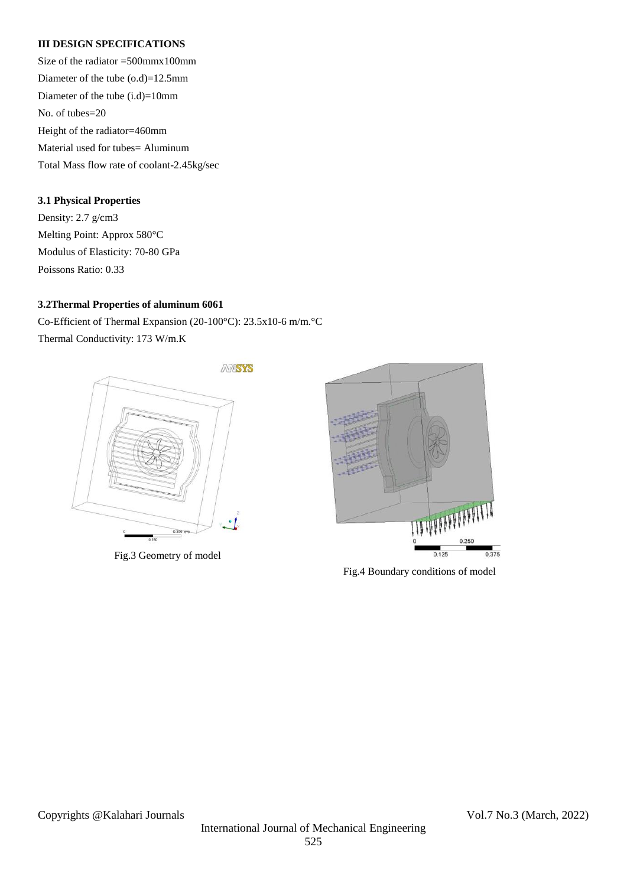### III DESIGN SPECIFICATIONS

Size of the radiator =500mmx100mm

Diameter of the tube (o.d)=12.5mm

Diameter of the tube (i.d)=10mm

No. of tubes=20

Height of the radiator=460mm

Material used for tubes= Aluminum

Total Mass flow rate of coolant-2.45kg/sec

### 3.1 Physical Properties

Density: 2.7 g/cm3

Melting Point: Approx 580°C

Modulus of Elasticity: 70-80 GPa

Poissons Ratio: 0.33

### 3.2Thermal Properties of aluminum 6061

Co-Efficient of Thermal Expansion (20-100°C): 23.5x10-6 m/m.°C

Thermal Conductivity: 173 W/m.K

Fig.3 Geometry of model

Fig.4 Boundary conditions of model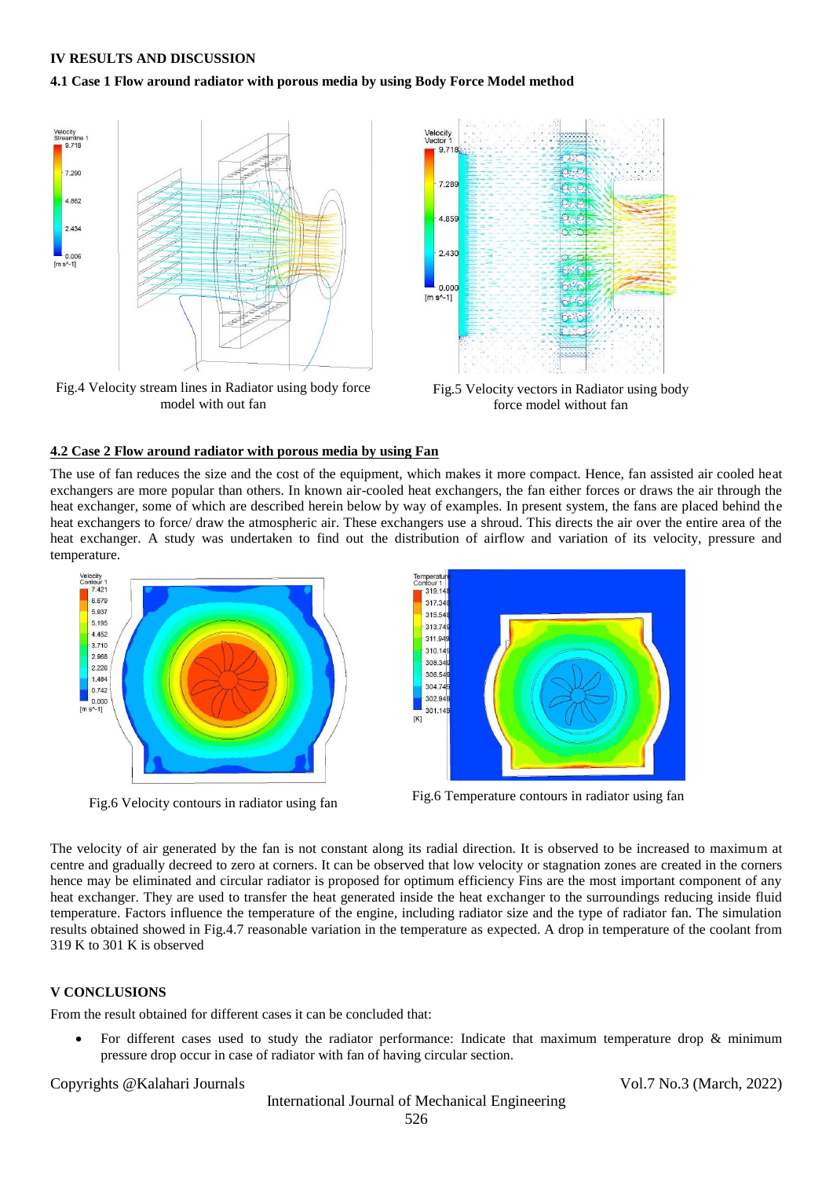## IV RESULTS AND DISCUSSION

### 4.1 Case 1 Flow around radiator with porous media by using Body Force Model method

Fig.4 Velocity stream lines in Radiator using body force model with out fan

Fig.5 Velocity vectors in Radiator using body force model without fan

### 4.2 Case 2 Flow around radiator with porous media by using Fan

The use of fan reduces the size and the cost of the equipment, which makes it more compact. Hence, fan assisted air cooled heat exchangers are more popular than others. In known air-cooled heat exchangers, the fan either forces or draws the air through the heat exchanger, some of which are described herein below by way of examples. In present system, the fans are placed behind the heat exchangers to force/ draw the atmospheric air. These exchangers use a shroud. This directs the air over the entire area of the heat exchanger. A study was undertaken to find out the distribution of airflow and variation of its velocity, pressure and temperature.

Fig.6 Velocity contours in radiator using fan

Fig.6 Temperature contours in radiator using fan

The velocity of air generated by the fan is not constant along its radial direction. It is observed to be increased to maximum at centre and gradually decreed to zero at corners. It can be observed that low velocity or stagnation zones are created in the corners hence may be eliminated and circular radiator is proposed for optimum efficiency Fins are the most important component of any heat exchanger. They are used to transfer the heat generated inside the heat exchanger to the surroundings reducing inside fluid temperature. Factors influence the temperature of the engine, including radiator size and the type of radiator fan. The simulation results obtained showed in Fig.4.7 reasonable variation in the temperature as expected. A drop in temperature of the coolant from 319 K to 301 K is observed

## V CONCLUSIONS

From the result obtained for different cases it can be concluded that:

- For different cases used to study the radiator performance: Indicate that maximum temperature drop & minimum pressure drop occur in case of radiator with fan of having circular section.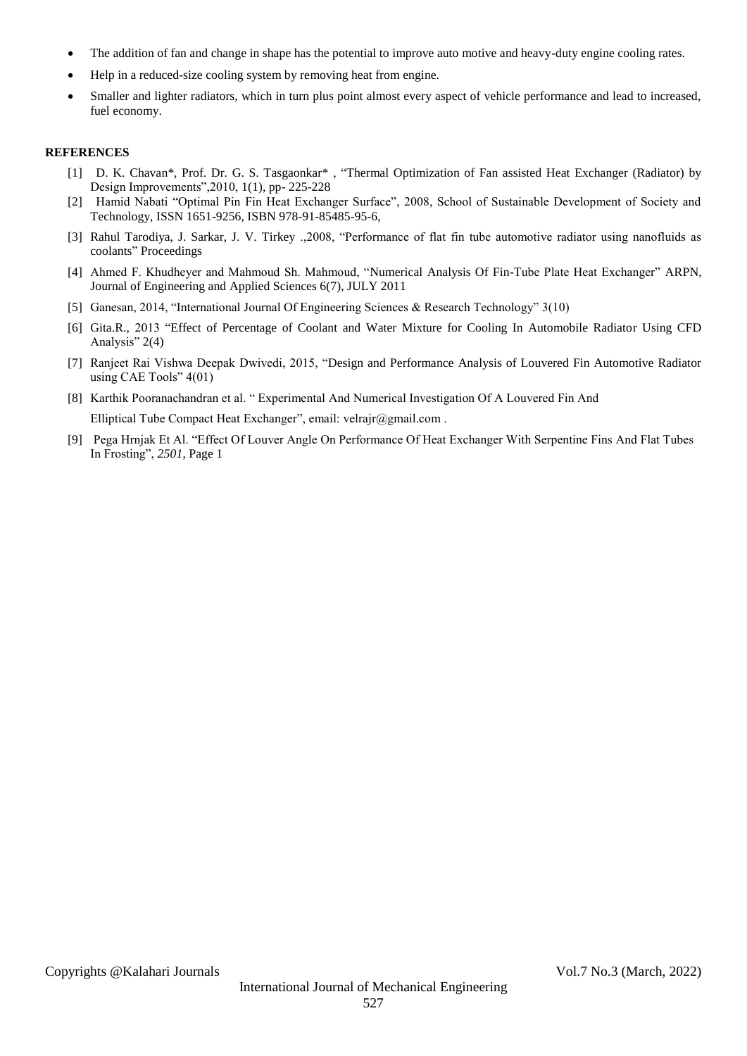- The addition of fan and change in shape has the potential to improve auto motive and heavy-duty engine cooling rates.
- Help in a reduced-size cooling system by removing heat from engine.
- Smaller and lighter radiators, which in turn plus point almost every aspect of vehicle performance and lead to increased, fuel economy.

## REFERENCES

[1] D. K. Chavan*, Prof. Dr. G. S. Tasgaonkar* , "Thermal Optimization of Fan assisted Heat Exchanger (Radiator) by Design Improvements",2010, 1(1), pp- 225-228

[2] Hamid Nabati "Optimal Pin Fin Heat Exchanger Surface", 2008, School of Sustainable Development of Society and Technology, ISSN 1651-9256, ISBN 978-91-85485-95-6,

[3] Rahul Tarodiya, J. Sarkar, J. V. Tirkey .,2008, "Performance of flat fin tube automotive radiator using nanofluids as coolants" Proceedings

[4] Ahmed F. Khudheyer and Mahmoud Sh. Mahmoud, "Numerical Analysis Of Fin-Tube Plate Heat Exchanger" ARPN, Journal of Engineering and Applied Sciences 6(7), JULY 2011

[5] Ganesan, 2014, "International Journal Of Engineering Sciences & Research Technology" 3(10)

[6] Gita.R., 2013 "Effect of Percentage of Coolant and Water Mixture for Cooling In Automobile Radiator Using CFD Analysis" 2(4)

[7] Ranjeet Rai Vishwa Deepak Dwivedi, 2015, "Design and Performance Analysis of Louvered Fin Automotive Radiator using CAE Tools" 4(01)

[8] Karthik Pooranachandran et al. " Experimental And Numerical Investigation Of A Louvered Fin And Elliptical Tube Compact Heat Exchanger", email: velrajr@gmail.com .

[9] Pega Hrnjak Et Al. "Effect Of Louver Angle On Performance Of Heat Exchanger With Serpentine Fins And Flat Tubes In Frosting", *2501*, Page 1